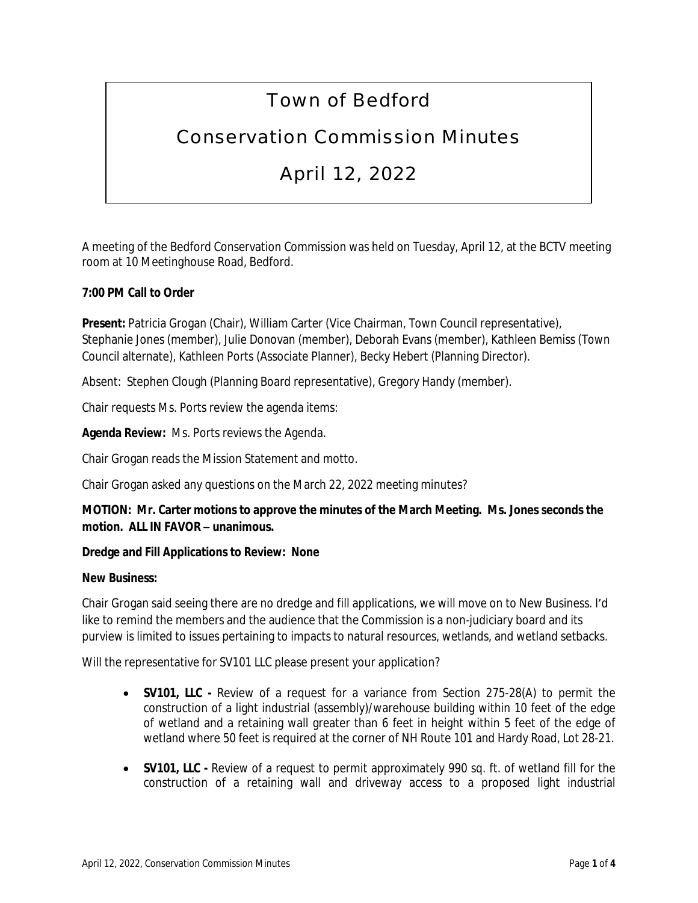# Town of Bedford

## Conservation Commission Minutes

## April 12, 2022

A meeting of the Bedford Conservation Commission was held on Tuesday, April 12, at the BCTV meeting room at 10 Meetinghouse Road, Bedford.

**7:00 PM Call to Order**

**Present:** Patricia Grogan (Chair), William Carter (Vice Chairman, Town Council representative), Stephanie Jones (member), Julie Donovan (member), Deborah Evans (member), Kathleen Bemiss (Town Council alternate), Kathleen Ports (Associate Planner), Becky Hebert (Planning Director).

Absent: Stephen Clough (Planning Board representative), Gregory Handy (member).

Chair requests Ms. Ports review the agenda items:

**Agenda Review:** Ms. Ports reviews the Agenda.

Chair Grogan reads the Mission Statement and motto.

Chair Grogan asked any questions on the March 22, 2022 meeting minutes?

**MOTION: Mr. Carter motions to approve the minutes of the March Meeting. Ms. Jones seconds the motion. ALL IN FAVOR – unanimous.**

**Dredge and Fill Applications to Review: None**

**New Business:**

Chair Grogan said seeing there are no dredge and fill applications, we will move on to New Business. I'd like to remind the members and the audience that the Commission is a non-judiciary board and its purview is limited to issues pertaining to impacts to natural resources, wetlands, and wetland setbacks.

Will the representative for SV101 LLC please present your application?

- **SV101, LLC -** Review of a request for a variance from Section 275-28(A) to permit the construction of a light industrial (assembly)/warehouse building within 10 feet of the edge of wetland and a retaining wall greater than 6 feet in height within 5 feet of the edge of wetland where 50 feet is required at the corner of NH Route 101 and Hardy Road, Lot 28-21.
- **SV101, LLC -** Review of a request to permit approximately 990 sq. ft. of wetland fill for the construction of a retaining wall and driveway access to a proposed light industrial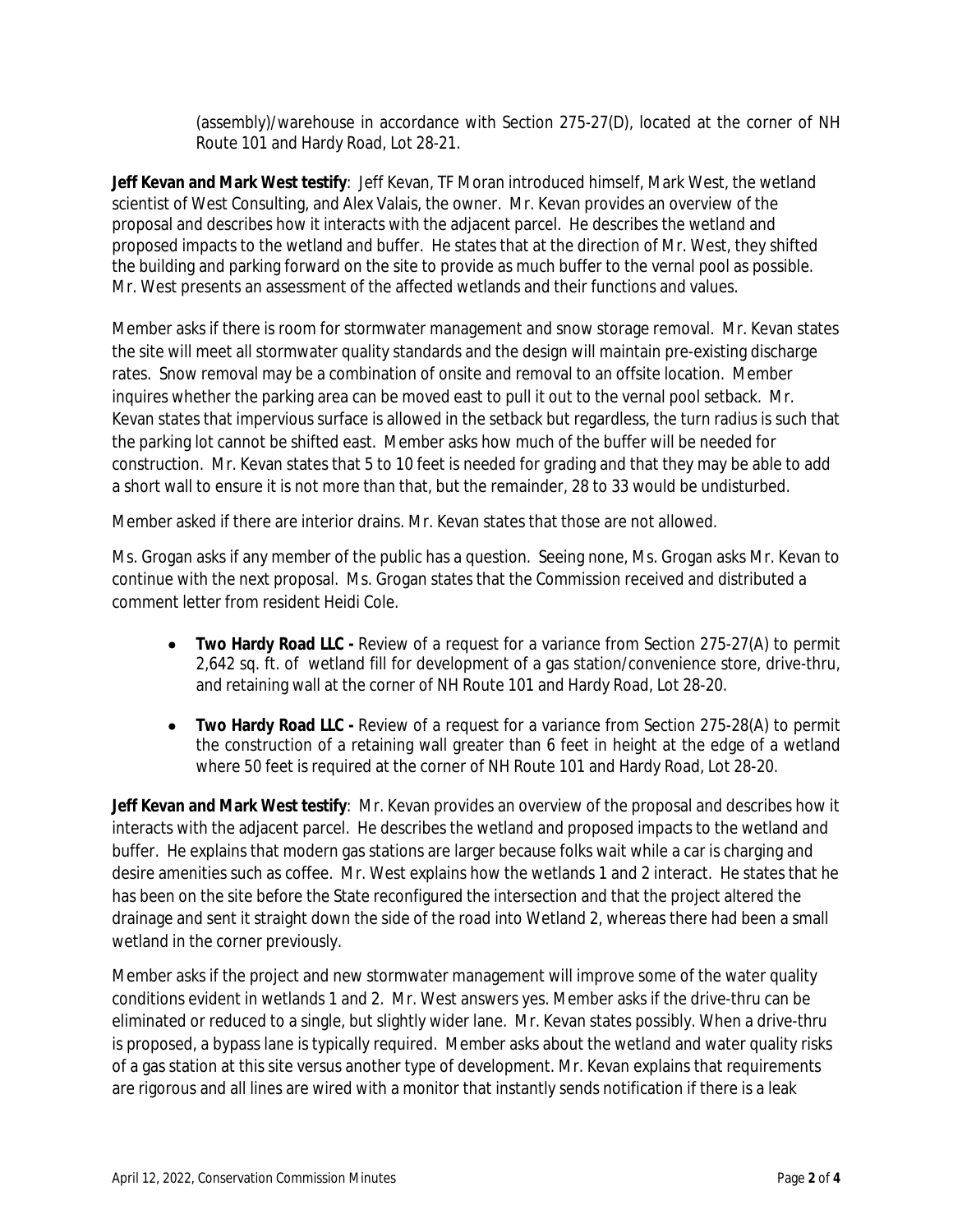(assembly)/warehouse in accordance with Section 275-27(D), located at the corner of NH Route 101 and Hardy Road, Lot 28-21.

**Jeff Kevan and Mark West testify**: Jeff Kevan, TF Moran introduced himself, Mark West, the wetland scientist of West Consulting, and Alex Valais, the owner. Mr. Kevan provides an overview of the proposal and describes how it interacts with the adjacent parcel. He describes the wetland and proposed impacts to the wetland and buffer. He states that at the direction of Mr. West, they shifted the building and parking forward on the site to provide as much buffer to the vernal pool as possible. Mr. West presents an assessment of the affected wetlands and their functions and values.

Member asks if there is room for stormwater management and snow storage removal. Mr. Kevan states the site will meet all stormwater quality standards and the design will maintain pre-existing discharge rates. Snow removal may be a combination of onsite and removal to an offsite location. Member inquires whether the parking area can be moved east to pull it out to the vernal pool setback. Mr. Kevan states that impervious surface is allowed in the setback but regardless, the turn radius is such that the parking lot cannot be shifted east. Member asks how much of the buffer will be needed for construction. Mr. Kevan states that 5 to 10 feet is needed for grading and that they may be able to add a short wall to ensure it is not more than that, but the remainder, 28 to 33 would be undisturbed.

Member asked if there are interior drains. Mr. Kevan states that those are not allowed.

Ms. Grogan asks if any member of the public has a question. Seeing none, Ms. Grogan asks Mr. Kevan to continue with the next proposal. Ms. Grogan states that the Commission received and distributed a comment letter from resident Heidi Cole.

- **Two Hardy Road LLC -** Review of a request for a variance from Section 275-27(A) to permit 2,642 sq. ft. of wetland fill for development of a gas station/convenience store, drive-thru, and retaining wall at the corner of NH Route 101 and Hardy Road, Lot 28-20.
- **Two Hardy Road LLC -** Review of a request for a variance from Section 275-28(A) to permit the construction of a retaining wall greater than 6 feet in height at the edge of a wetland where 50 feet is required at the corner of NH Route 101 and Hardy Road, Lot 28-20.

**Jeff Kevan and Mark West testify**: Mr. Kevan provides an overview of the proposal and describes how it interacts with the adjacent parcel. He describes the wetland and proposed impacts to the wetland and buffer. He explains that modern gas stations are larger because folks wait while a car is charging and desire amenities such as coffee. Mr. West explains how the wetlands 1 and 2 interact. He states that he has been on the site before the State reconfigured the intersection and that the project altered the drainage and sent it straight down the side of the road into Wetland 2, whereas there had been a small wetland in the corner previously.

Member asks if the project and new stormwater management will improve some of the water quality conditions evident in wetlands 1 and 2. Mr. West answers yes. Member asks if the drive-thru can be eliminated or reduced to a single, but slightly wider lane. Mr. Kevan states possibly. When a drive-thru is proposed, a bypass lane is typically required. Member asks about the wetland and water quality risks of a gas station at this site versus another type of development. Mr. Kevan explains that requirements are rigorous and all lines are wired with a monitor that instantly sends notification if there is a leak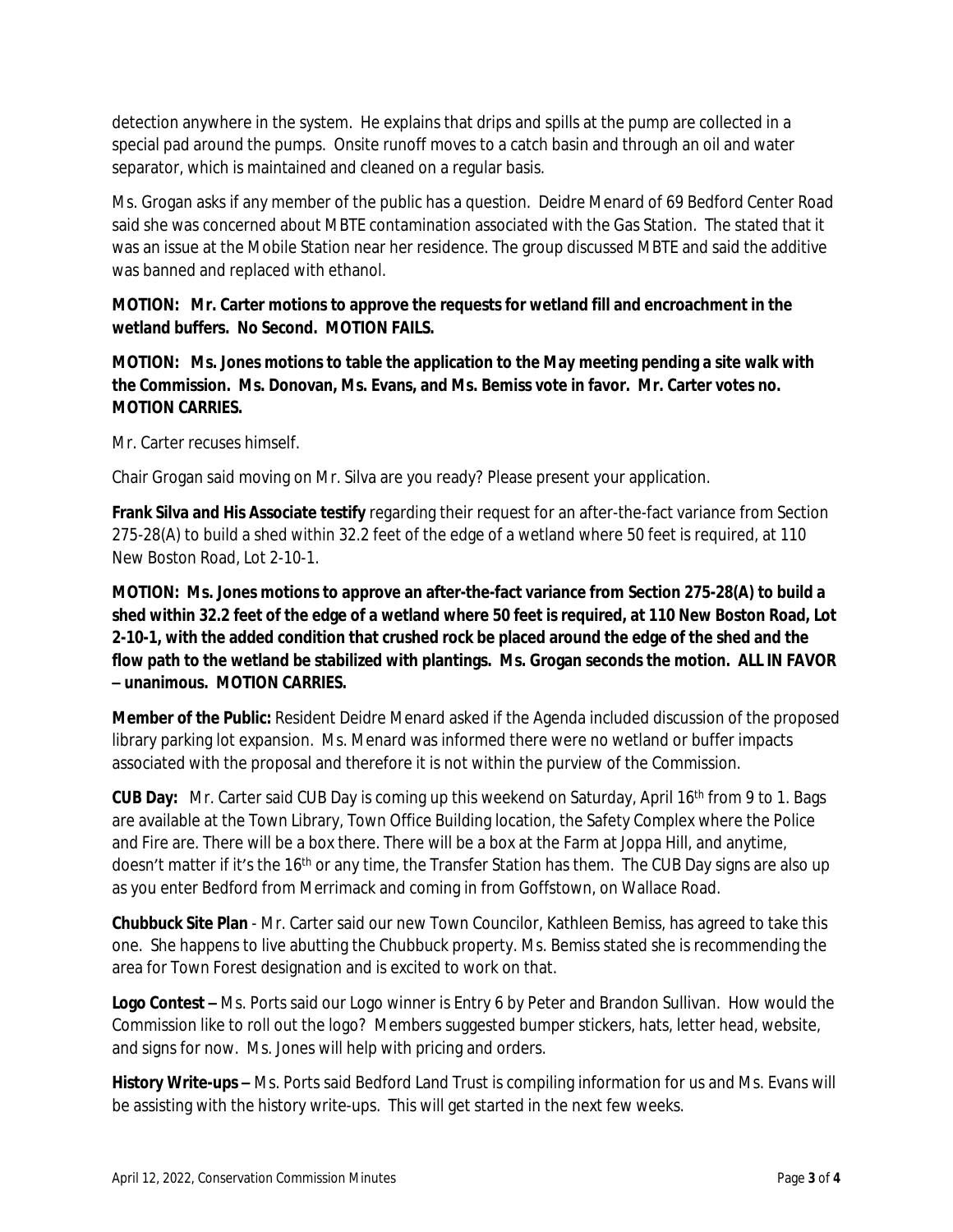detection anywhere in the system. He explains that drips and spills at the pump are collected in a special pad around the pumps. Onsite runoff moves to a catch basin and through an oil and water separator, which is maintained and cleaned on a regular basis.

Ms. Grogan asks if any member of the public has a question. Deidre Menard of 69 Bedford Center Road said she was concerned about MBTE contamination associated with the Gas Station. The stated that it was an issue at the Mobile Station near her residence. The group discussed MBTE and said the additive was banned and replaced with ethanol.

**MOTION: Mr. Carter motions to approve the requests for wetland fill and encroachment in the wetland buffers. No Second. MOTION FAILS.**

**MOTION: Ms. Jones motions to table the application to the May meeting pending a site walk with the Commission. Ms. Donovan, Ms. Evans, and Ms. Bemiss vote in favor. Mr. Carter votes no. MOTION CARRIES.**

Mr. Carter recuses himself.

Chair Grogan said moving on Mr. Silva are you ready? Please present your application.

**Frank Silva and His Associate testify** regarding their request for an after-the-fact variance from Section 275-28(A) to build a shed within 32.2 feet of the edge of a wetland where 50 feet is required, at 110 New Boston Road, Lot 2-10-1.

**MOTION: Ms. Jones motions to approve an after-the-fact variance from Section 275-28(A) to build a shed within 32.2 feet of the edge of a wetland where 50 feet is required, at 110 New Boston Road, Lot 2-10-1, with the added condition that crushed rock be placed around the edge of the shed and the flow path to the wetland be stabilized with plantings. Ms. Grogan seconds the motion. ALL IN FAVOR – unanimous. MOTION CARRIES.**

**Member of the Public:** Resident Deidre Menard asked if the Agenda included discussion of the proposed library parking lot expansion. Ms. Menard was informed there were no wetland or buffer impacts associated with the proposal and therefore it is not within the purview of the Commission.

**CUB Day:** Mr. Carter said CUB Day is coming up this weekend on Saturday, April 16th from 9 to 1. Bags are available at the Town Library, Town Office Building location, the Safety Complex where the Police and Fire are. There will be a box there. There will be a box at the Farm at Joppa Hill, and anytime, doesn't matter if it's the 16th or any time, the Transfer Station has them. The CUB Day signs are also up as you enter Bedford from Merrimack and coming in from Goffstown, on Wallace Road.

**Chubbuck Site Plan** - Mr. Carter said our new Town Councilor, Kathleen Bemiss, has agreed to take this one. She happens to live abutting the Chubbuck property. Ms. Bemiss stated she is recommending the area for Town Forest designation and is excited to work on that.

**Logo Contest –** Ms. Ports said our Logo winner is Entry 6 by Peter and Brandon Sullivan. How would the Commission like to roll out the logo? Members suggested bumper stickers, hats, letter head, website, and signs for now. Ms. Jones will help with pricing and orders.

**History Write-ups –** Ms. Ports said Bedford Land Trust is compiling information for us and Ms. Evans will be assisting with the history write-ups. This will get started in the next few weeks.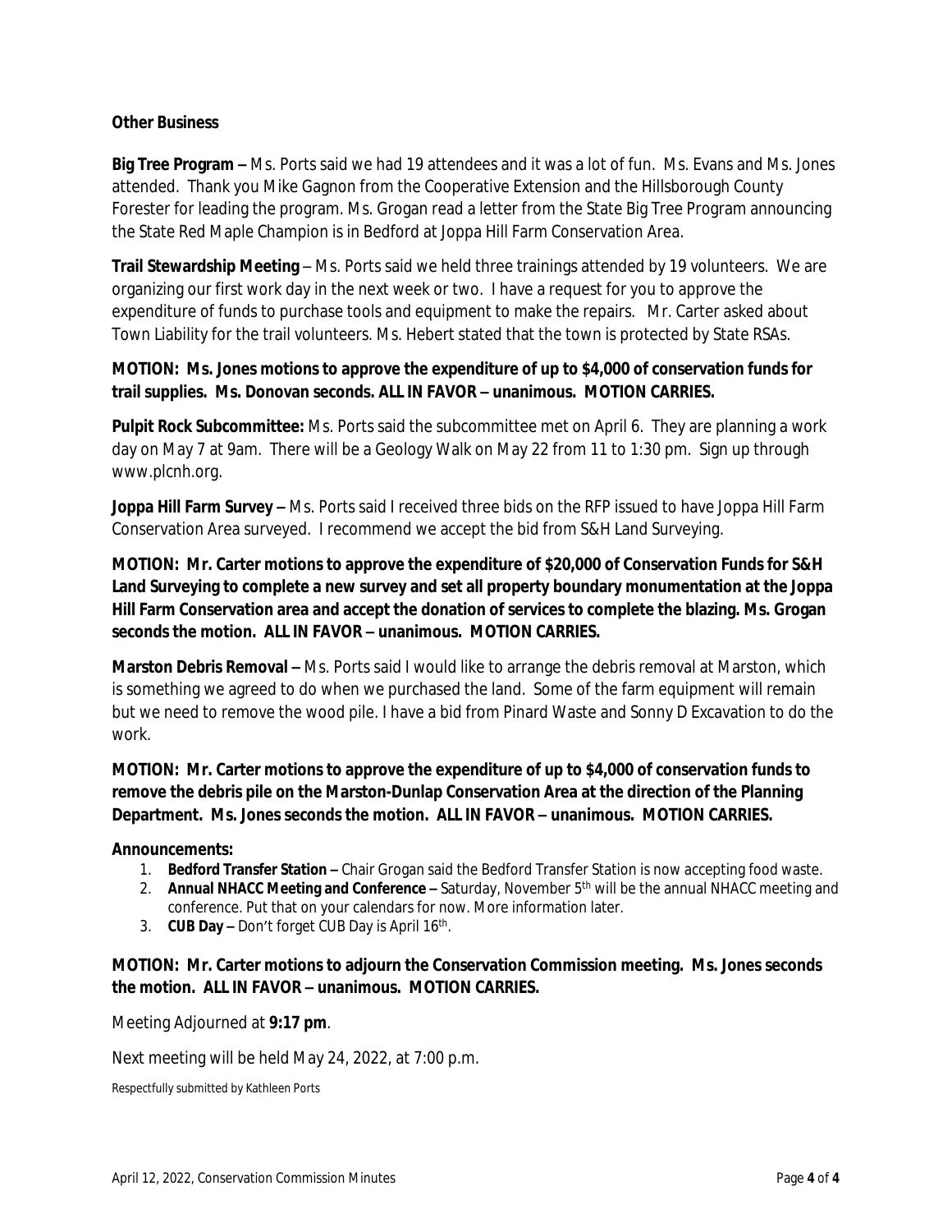**Other Business**

**Big Tree Program –** Ms. Ports said we had 19 attendees and it was a lot of fun. Ms. Evans and Ms. Jones attended. Thank you Mike Gagnon from the Cooperative Extension and the Hillsborough County Forester for leading the program. Ms. Grogan read a letter from the State Big Tree Program announcing the State Red Maple Champion is in Bedford at Joppa Hill Farm Conservation Area.

**Trail Stewardship Meeting** – Ms. Ports said we held three trainings attended by 19 volunteers. We are organizing our first work day in the next week or two. I have a request for you to approve the expenditure of funds to purchase tools and equipment to make the repairs. Mr. Carter asked about Town Liability for the trail volunteers. Ms. Hebert stated that the town is protected by State RSAs.

**MOTION: Ms. Jones motions to approve the expenditure of up to $4,000 of conservation funds for trail supplies. Ms. Donovan seconds. ALL IN FAVOR – unanimous. MOTION CARRIES.**

**Pulpit Rock Subcommittee:** Ms. Ports said the subcommittee met on April 6. They are planning a work day on May 7 at 9am. There will be a Geology Walk on May 22 from 11 to 1:30 pm. Sign up through www.plcnh.org.

**Joppa Hill Farm Survey –** Ms. Ports said I received three bids on the RFP issued to have Joppa Hill Farm Conservation Area surveyed. I recommend we accept the bid from S&H Land Surveying.

**MOTION: Mr. Carter motions to approve the expenditure of $20,000 of Conservation Funds for S&H Land Surveying to complete a new survey and set all property boundary monumentation at the Joppa Hill Farm Conservation area and accept the donation of services to complete the blazing. Ms. Grogan seconds the motion. ALL IN FAVOR – unanimous. MOTION CARRIES.**

**Marston Debris Removal –** Ms. Ports said I would like to arrange the debris removal at Marston, which is something we agreed to do when we purchased the land. Some of the farm equipment will remain but we need to remove the wood pile. I have a bid from Pinard Waste and Sonny D Excavation to do the work.

**MOTION: Mr. Carter motions to approve the expenditure of up to $4,000 of conservation funds to remove the debris pile on the Marston-Dunlap Conservation Area at the direction of the Planning Department. Ms. Jones seconds the motion. ALL IN FAVOR – unanimous. MOTION CARRIES.**

**Announcements:**

1. **Bedford Transfer Station –** Chair Grogan said the Bedford Transfer Station is now accepting food waste.
2. **Annual NHACC Meeting and Conference –** Saturday, November 5th will be the annual NHACC meeting and conference. Put that on your calendars for now. More information later.
3. **CUB Day –** Don't forget CUB Day is April 16th.

**MOTION: Mr. Carter motions to adjourn the Conservation Commission meeting. Ms. Jones seconds the motion. ALL IN FAVOR – unanimous. MOTION CARRIES.**

Meeting Adjourned at **9:17 pm**.

Next meeting will be held May 24, 2022, at 7:00 p.m.

Respectfully submitted by Kathleen Ports